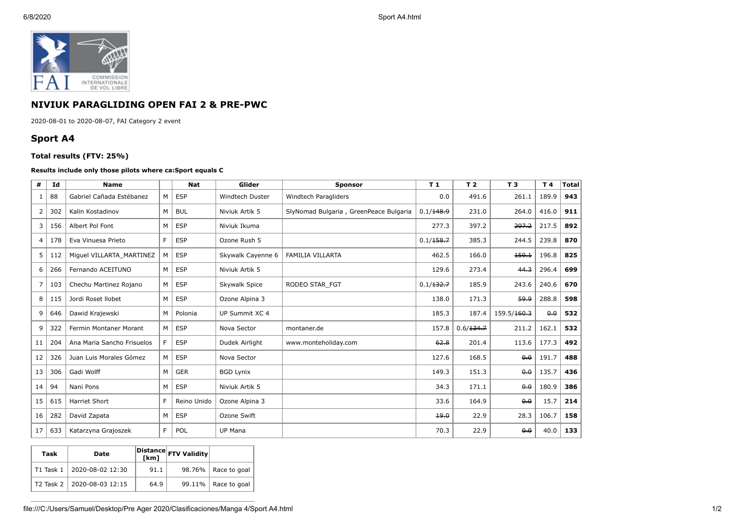## NIVIUK PARAGLIDING OPEN FAI 2 & PRE-PWC

2020-08-01 to 2020-08-07, FAI Category 2 event

## Sport A4

### Total results (FTV: 25%)

**Results include only those pilots where ca:Sport equals C**

| # | Id | Name | | Nat | Glider | Sponsor | T 1 | T 2 | T 3 | T 4 | Total |
|---|---|---|---|---|---|---|---|---|---|---|---|
| 1 | 88 | Gabriel Cañada Estébanez | M | ESP | Windtech Duster | Windtech Paragliders | 0.0 | 491.6 | 261.1 | 189.9 | **943** |
| 2 | 302 | Kalin Kostadinov | M | BUL | Niviuk Artik 5 | SlyNomad Bulgaria , GreenPeace Bulgaria | 0.1/~~148.9~~ | 231.0 | 264.0 | 416.0 | **911** |
| 3 | 156 | Albert Pol Font | M | ESP | Niviuk Ikuma | | 277.3 | 397.2 | ~~207.2~~ | 217.5 | **892** |
| 4 | 178 | Eva Vinuesa Prieto | F | ESP | Ozone Rush 5 | | 0.1/~~158.7~~ | 385.3 | 244.5 | 239.8 | **870** |
| 5 | 112 | Miguel VILLARTA_MARTINEZ | M | ESP | Skywalk Cayenne 6 | FAMILIA VILLARTA | 462.5 | 166.0 | ~~159.1~~ | 196.8 | **825** |
| 6 | 266 | Fernando ACEITUNO | M | ESP | Niviuk Artik 5 | | 129.6 | 273.4 | ~~44.3~~ | 296.4 | **699** |
| 7 | 103 | Chechu Martinez Rojano | M | ESP | Skywalk Spice | RODEO STAR_FGT | 0.1/~~132.7~~ | 185.9 | 243.6 | 240.6 | **670** |
| 8 | 115 | Jordi Roset llobet | M | ESP | Ozone Alpina 3 | | 138.0 | 171.3 | ~~59.9~~ | 288.8 | **598** |
| 9 | 646 | Dawid Krajewski | M | Polonia | UP Summit XC 4 | | 185.3 | 187.4 | 159.5/~~160.3~~ | ~~0.0~~ | **532** |
| 9 | 322 | Fermin Montaner Morant | M | ESP | Nova Sector | montaner.de | 157.8 | 0.6/~~134.7~~ | 211.2 | 162.1 | **532** |
| 11 | 204 | Ana Maria Sancho Frisuelos | F | ESP | Dudek Airlight | www.monteholiday.com | ~~62.8~~ | 201.4 | 113.6 | 177.3 | **492** |
| 12 | 326 | Juan Luis Morales Gómez | M | ESP | Nova Sector | | 127.6 | 168.5 | ~~0.0~~ | 191.7 | **488** |
| 13 | 306 | Gadi Wolff | M | GER | BGD Lynix | | 149.3 | 151.3 | ~~0.0~~ | 135.7 | **436** |
| 14 | 94 | Nani Pons | M | ESP | Niviuk Artik 5 | | 34.3 | 171.1 | ~~0.0~~ | 180.9 | **386** |
| 15 | 615 | Harriet Short | F | Reino Unido | Ozone Alpina 3 | | 33.6 | 164.9 | ~~0.0~~ | 15.7 | **214** |
| 16 | 282 | David Zapata | M | ESP | Ozone Swift | | ~~19.0~~ | 22.9 | 28.3 | 106.7 | **158** |
| 17 | 633 | Katarzyna Grajoszek | F | POL | UP Mana | | 70.3 | 22.9 | ~~0.0~~ | 40.0 | **133** |

| Task | Date | Distance [km] | FTV Validity | |
|---|---|---|---|---|
| T1 Task 1 | 2020-08-02 12:30 | 91.1 | 98.76% | Race to goal |
| T2 Task 2 | 2020-08-03 12:15 | 64.9 | 99.11% | Race to goal |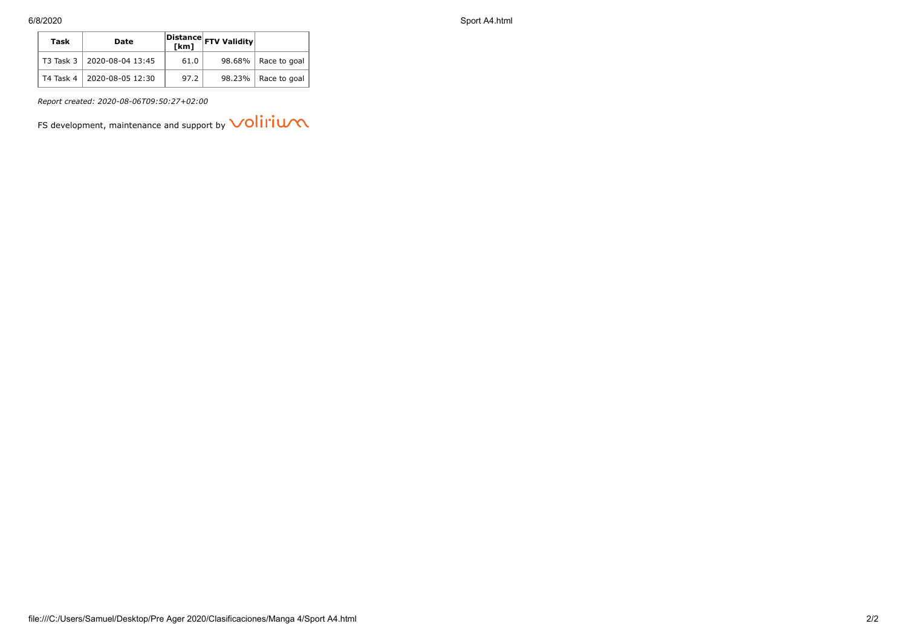| Task | Date | Distance [km] | FTV Validity | |
|---|---|---|---|---|
| T3 Task 3 | 2020-08-04 13:45 | 61.0 | 98.68% | Race to goal |
| T4 Task 4 | 2020-08-05 12:30 | 97.2 | 98.23% | Race to goal |

*Report created: 2020-08-06T09:50:27+02:00*

FS development, maintenance and support by volirium